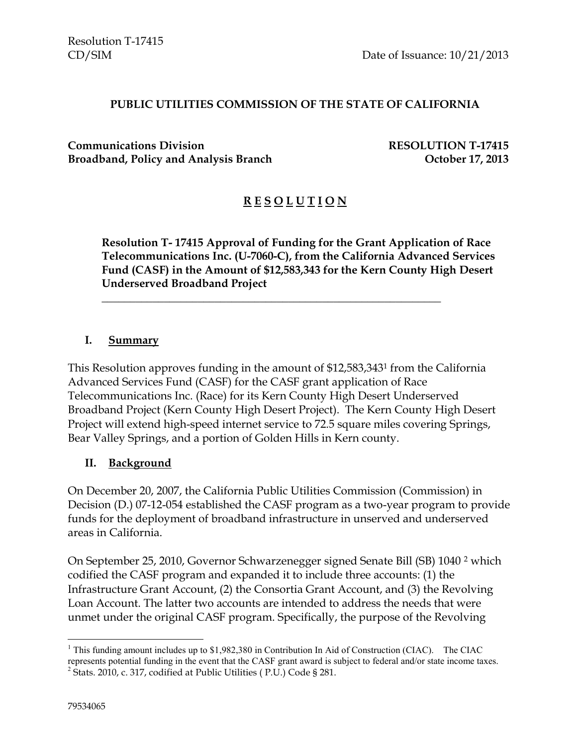Resolution T-17415
CD/SIM Date of Issuance: 10/21/2013

**PUBLIC UTILITIES COMMISSION OF THE STATE OF CALIFORNIA**

**Communications Division**
**Broadband, Policy and Analysis Branch**

**RESOLUTION T-17415**
**October 17, 2013**

# R E S O L U T I O N

**Resolution T- 17415 Approval of Funding for the Grant Application of Race Telecommunications Inc. (U-7060-C), from the California Advanced Services Fund (CASF) in the Amount of $12,583,343 for the Kern County High Desert Underserved Broadband Project**

---

## I. Summary

This Resolution approves funding in the amount of $12,583,343[1] from the California Advanced Services Fund (CASF) for the CASF grant application of Race Telecommunications Inc. (Race) for its Kern County High Desert Underserved Broadband Project (Kern County High Desert Project). The Kern County High Desert Project will extend high-speed internet service to 72.5 square miles covering Springs, Bear Valley Springs, and a portion of Golden Hills in Kern county.

## II. Background

On December 20, 2007, the California Public Utilities Commission (Commission) in Decision (D.) 07-12-054 established the CASF program as a two-year program to provide funds for the deployment of broadband infrastructure in unserved and underserved areas in California.

On September 25, 2010, Governor Schwarzenegger signed Senate Bill (SB) 1040 [2] which codified the CASF program and expanded it to include three accounts: (1) the Infrastructure Grant Account, (2) the Consortia Grant Account, and (3) the Revolving Loan Account. The latter two accounts are intended to address the needs that were unmet under the original CASF program. Specifically, the purpose of the Revolving

---

[1] This funding amount includes up to $1,982,380 in Contribution In Aid of Construction (CIAC). The CIAC represents potential funding in the event that the CASF grant award is subject to federal and/or state income taxes.

[2] Stats. 2010, c. 317, codified at Public Utilities ( P.U.) Code § 281.

79534065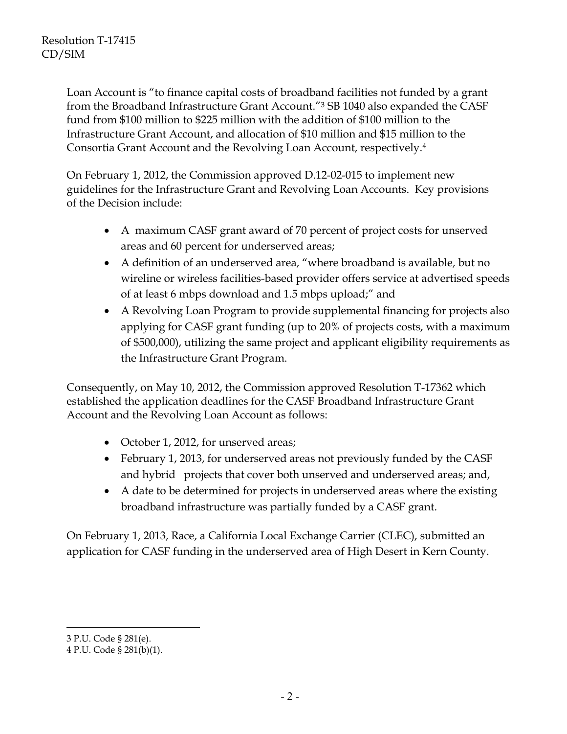Loan Account is "to finance capital costs of broadband facilities not funded by a grant from the Broadband Infrastructure Grant Account."[3] SB 1040 also expanded the CASF fund from $100 million to $225 million with the addition of $100 million to the Infrastructure Grant Account, and allocation of $10 million and $15 million to the Consortia Grant Account and the Revolving Loan Account, respectively.[4]

On February 1, 2012, the Commission approved D.12-02-015 to implement new guidelines for the Infrastructure Grant and Revolving Loan Accounts. Key provisions of the Decision include:

- A maximum CASF grant award of 70 percent of project costs for unserved areas and 60 percent for underserved areas;
- A definition of an underserved area, "where broadband is available, but no wireline or wireless facilities-based provider offers service at advertised speeds of at least 6 mbps download and 1.5 mbps upload;" and
- A Revolving Loan Program to provide supplemental financing for projects also applying for CASF grant funding (up to 20% of projects costs, with a maximum of $500,000), utilizing the same project and applicant eligibility requirements as the Infrastructure Grant Program.

Consequently, on May 10, 2012, the Commission approved Resolution T-17362 which established the application deadlines for the CASF Broadband Infrastructure Grant Account and the Revolving Loan Account as follows:

- October 1, 2012, for unserved areas;
- February 1, 2013, for underserved areas not previously funded by the CASF and hybrid projects that cover both unserved and underserved areas; and,
- A date to be determined for projects in underserved areas where the existing broadband infrastructure was partially funded by a CASF grant.

On February 1, 2013, Race, a California Local Exchange Carrier (CLEC), submitted an application for CASF funding in the underserved area of High Desert in Kern County.

---

3 P.U. Code § 281(e).

4 P.U. Code § 281(b)(1).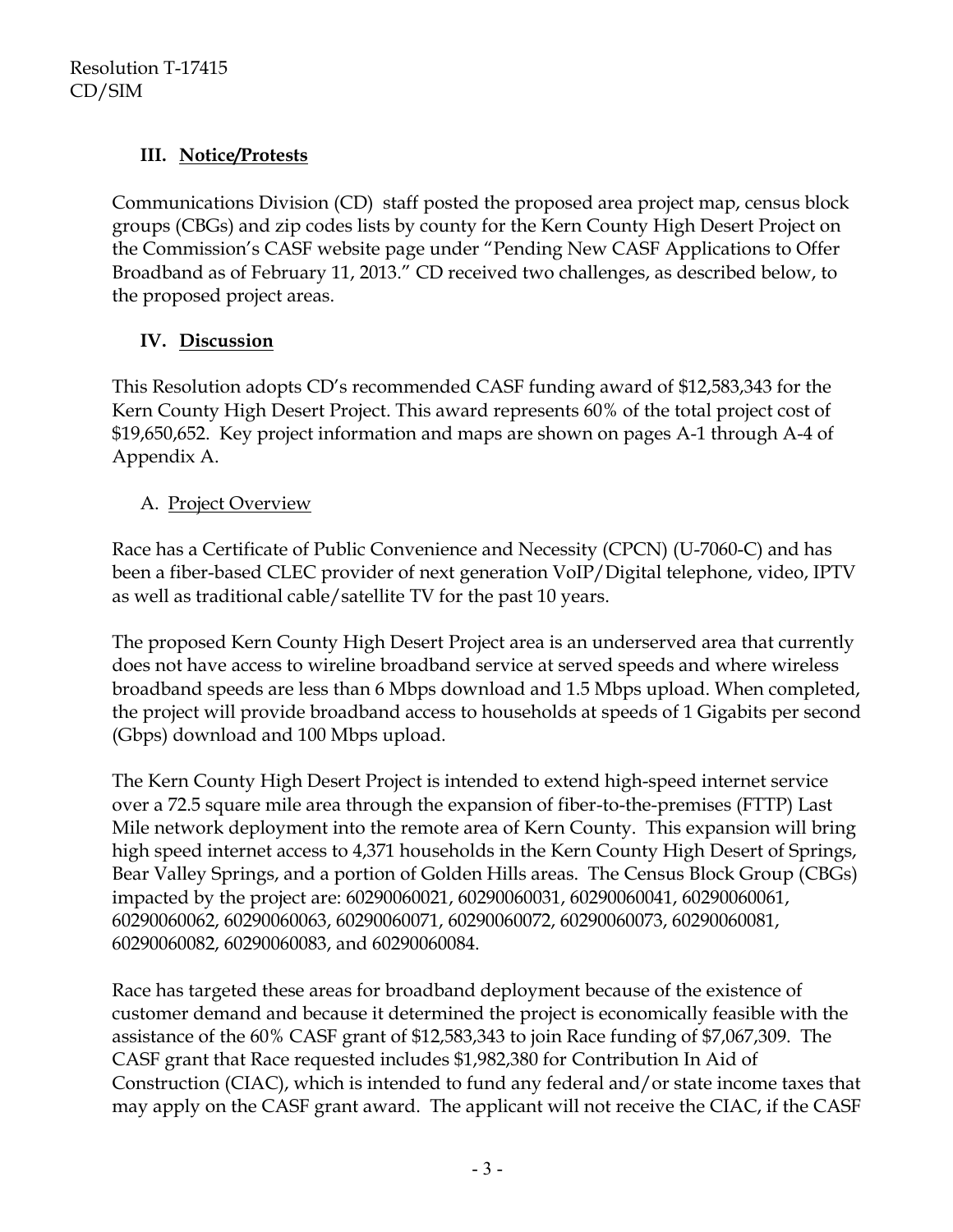## III. Notice/Protests

Communications Division (CD) staff posted the proposed area project map, census block groups (CBGs) and zip codes lists by county for the Kern County High Desert Project on the Commission's CASF website page under "Pending New CASF Applications to Offer Broadband as of February 11, 2013." CD received two challenges, as described below, to the proposed project areas.

## IV. Discussion

This Resolution adopts CD's recommended CASF funding award of $12,583,343 for the Kern County High Desert Project. This award represents 60% of the total project cost of $19,650,652. Key project information and maps are shown on pages A-1 through A-4 of Appendix A.

### A. Project Overview

Race has a Certificate of Public Convenience and Necessity (CPCN) (U-7060-C) and has been a fiber-based CLEC provider of next generation VoIP/Digital telephone, video, IPTV as well as traditional cable/satellite TV for the past 10 years.

The proposed Kern County High Desert Project area is an underserved area that currently does not have access to wireline broadband service at served speeds and where wireless broadband speeds are less than 6 Mbps download and 1.5 Mbps upload. When completed, the project will provide broadband access to households at speeds of 1 Gigabits per second (Gbps) download and 100 Mbps upload.

The Kern County High Desert Project is intended to extend high-speed internet service over a 72.5 square mile area through the expansion of fiber-to-the-premises (FTTP) Last Mile network deployment into the remote area of Kern County. This expansion will bring high speed internet access to 4,371 households in the Kern County High Desert of Springs, Bear Valley Springs, and a portion of Golden Hills areas. The Census Block Group (CBGs) impacted by the project are: 60290060021, 60290060031, 60290060041, 60290060061, 60290060062, 60290060063, 60290060071, 60290060072, 60290060073, 60290060081, 60290060082, 60290060083, and 60290060084.

Race has targeted these areas for broadband deployment because of the existence of customer demand and because it determined the project is economically feasible with the assistance of the 60% CASF grant of $12,583,343 to join Race funding of $7,067,309. The CASF grant that Race requested includes $1,982,380 for Contribution In Aid of Construction (CIAC), which is intended to fund any federal and/or state income taxes that may apply on the CASF grant award. The applicant will not receive the CIAC, if the CASF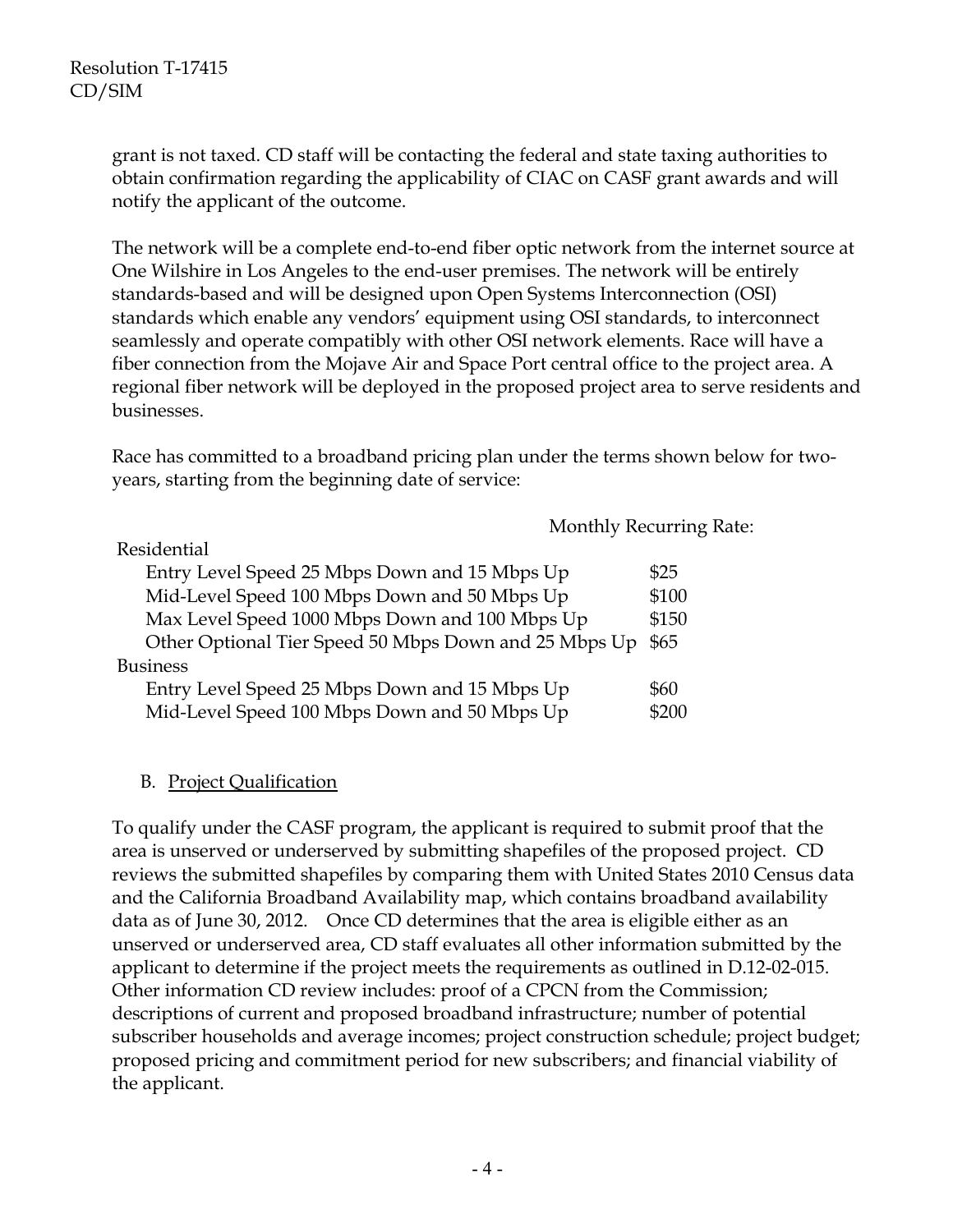grant is not taxed. CD staff will be contacting the federal and state taxing authorities to obtain confirmation regarding the applicability of CIAC on CASF grant awards and will notify the applicant of the outcome.

The network will be a complete end-to-end fiber optic network from the internet source at One Wilshire in Los Angeles to the end-user premises. The network will be entirely standards-based and will be designed upon Open Systems Interconnection (OSI) standards which enable any vendors' equipment using OSI standards, to interconnect seamlessly and operate compatibly with other OSI network elements. Race will have a fiber connection from the Mojave Air and Space Port central office to the project area. A regional fiber network will be deployed in the proposed project area to serve residents and businesses.

Race has committed to a broadband pricing plan under the terms shown below for two-years, starting from the beginning date of service:

| | Monthly Recurring Rate: |
|---|---|
| Residential | |
| Entry Level Speed 25 Mbps Down and 15 Mbps Up | \$25 |
| Mid-Level Speed 100 Mbps Down and 50 Mbps Up | \$100 |
| Max Level Speed 1000 Mbps Down and 100 Mbps Up | \$150 |
| Other Optional Tier Speed 50 Mbps Down and 25 Mbps Up | \$65 |
| Business | |
| Entry Level Speed 25 Mbps Down and 15 Mbps Up | \$60 |
| Mid-Level Speed 100 Mbps Down and 50 Mbps Up | \$200 |

B. Project Qualification

To qualify under the CASF program, the applicant is required to submit proof that the area is unserved or underserved by submitting shapefiles of the proposed project. CD reviews the submitted shapefiles by comparing them with United States 2010 Census data and the California Broadband Availability map, which contains broadband availability data as of June 30, 2012. Once CD determines that the area is eligible either as an unserved or underserved area, CD staff evaluates all other information submitted by the applicant to determine if the project meets the requirements as outlined in D.12-02-015. Other information CD review includes: proof of a CPCN from the Commission; descriptions of current and proposed broadband infrastructure; number of potential subscriber households and average incomes; project construction schedule; project budget; proposed pricing and commitment period for new subscribers; and financial viability of the applicant.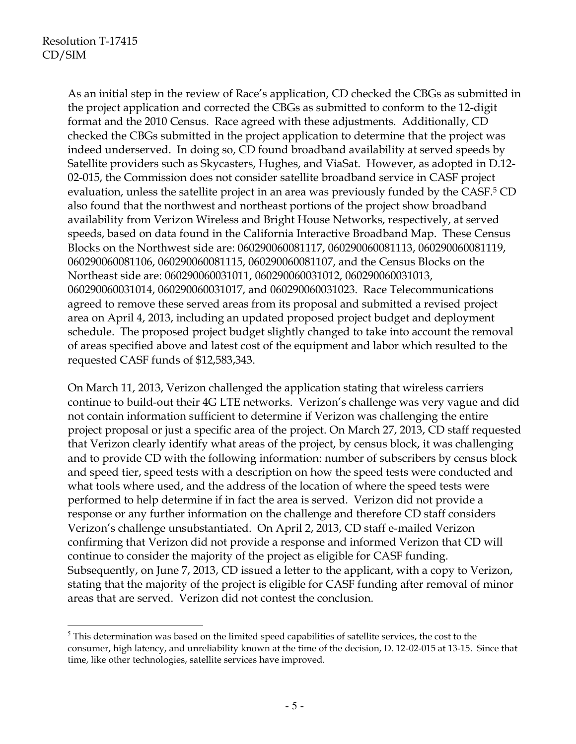As an initial step in the review of Race's application, CD checked the CBGs as submitted in the project application and corrected the CBGs as submitted to conform to the 12-digit format and the 2010 Census. Race agreed with these adjustments. Additionally, CD checked the CBGs submitted in the project application to determine that the project was indeed underserved. In doing so, CD found broadband availability at served speeds by Satellite providers such as Skycasters, Hughes, and ViaSat. However, as adopted in D.12-02-015, the Commission does not consider satellite broadband service in CASF project evaluation, unless the satellite project in an area was previously funded by the CASF.[5] CD also found that the northwest and northeast portions of the project show broadband availability from Verizon Wireless and Bright House Networks, respectively, at served speeds, based on data found in the California Interactive Broadband Map. These Census Blocks on the Northwest side are: 060290060081117, 060290060081113, 060290060081119, 060290060081106, 060290060081115, 060290060081107, and the Census Blocks on the Northeast side are: 060290060031011, 060290060031012, 060290060031013, 060290060031014, 060290060031017, and 060290060031023. Race Telecommunications agreed to remove these served areas from its proposal and submitted a revised project area on April 4, 2013, including an updated proposed project budget and deployment schedule. The proposed project budget slightly changed to take into account the removal of areas specified above and latest cost of the equipment and labor which resulted to the requested CASF funds of $12,583,343.

On March 11, 2013, Verizon challenged the application stating that wireless carriers continue to build-out their 4G LTE networks. Verizon's challenge was very vague and did not contain information sufficient to determine if Verizon was challenging the entire project proposal or just a specific area of the project. On March 27, 2013, CD staff requested that Verizon clearly identify what areas of the project, by census block, it was challenging and to provide CD with the following information: number of subscribers by census block and speed tier, speed tests with a description on how the speed tests were conducted and what tools where used, and the address of the location of where the speed tests were performed to help determine if in fact the area is served. Verizon did not provide a response or any further information on the challenge and therefore CD staff considers Verizon's challenge unsubstantiated. On April 2, 2013, CD staff e-mailed Verizon confirming that Verizon did not provide a response and informed Verizon that CD will continue to consider the majority of the project as eligible for CASF funding. Subsequently, on June 7, 2013, CD issued a letter to the applicant, with a copy to Verizon, stating that the majority of the project is eligible for CASF funding after removal of minor areas that are served. Verizon did not contest the conclusion.

---

[5] This determination was based on the limited speed capabilities of satellite services, the cost to the consumer, high latency, and unreliability known at the time of the decision, D. 12-02-015 at 13-15. Since that time, like other technologies, satellite services have improved.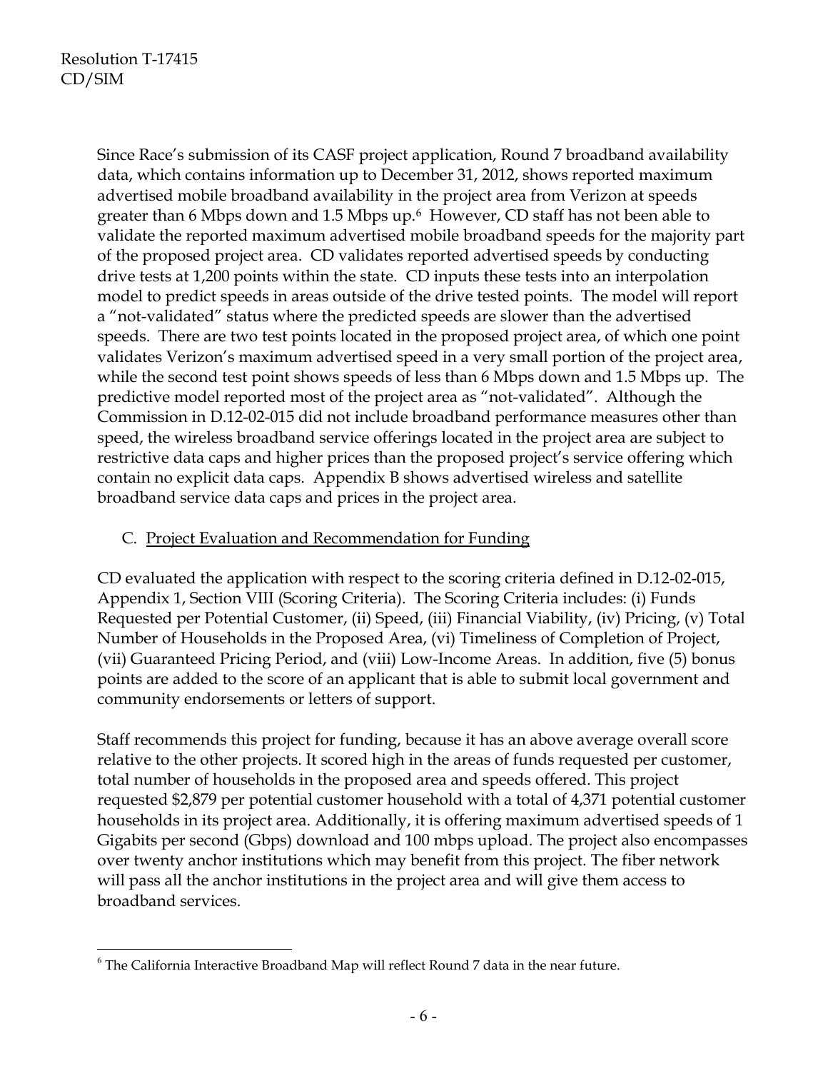Since Race's submission of its CASF project application, Round 7 broadband availability data, which contains information up to December 31, 2012, shows reported maximum advertised mobile broadband availability in the project area from Verizon at speeds greater than 6 Mbps down and 1.5 Mbps up.[6] However, CD staff has not been able to validate the reported maximum advertised mobile broadband speeds for the majority part of the proposed project area. CD validates reported advertised speeds by conducting drive tests at 1,200 points within the state. CD inputs these tests into an interpolation model to predict speeds in areas outside of the drive tested points. The model will report a "not-validated" status where the predicted speeds are slower than the advertised speeds. There are two test points located in the proposed project area, of which one point validates Verizon's maximum advertised speed in a very small portion of the project area, while the second test point shows speeds of less than 6 Mbps down and 1.5 Mbps up. The predictive model reported most of the project area as "not-validated". Although the Commission in D.12-02-015 did not include broadband performance measures other than speed, the wireless broadband service offerings located in the project area are subject to restrictive data caps and higher prices than the proposed project's service offering which contain no explicit data caps. Appendix B shows advertised wireless and satellite broadband service data caps and prices in the project area.

C. Project Evaluation and Recommendation for Funding

CD evaluated the application with respect to the scoring criteria defined in D.12-02-015, Appendix 1, Section VIII (Scoring Criteria). The Scoring Criteria includes: (i) Funds Requested per Potential Customer, (ii) Speed, (iii) Financial Viability, (iv) Pricing, (v) Total Number of Households in the Proposed Area, (vi) Timeliness of Completion of Project, (vii) Guaranteed Pricing Period, and (viii) Low-Income Areas. In addition, five (5) bonus points are added to the score of an applicant that is able to submit local government and community endorsements or letters of support.

Staff recommends this project for funding, because it has an above average overall score relative to the other projects. It scored high in the areas of funds requested per customer, total number of households in the proposed area and speeds offered. This project requested $2,879 per potential customer household with a total of 4,371 potential customer households in its project area. Additionally, it is offering maximum advertised speeds of 1 Gigabits per second (Gbps) download and 100 mbps upload. The project also encompasses over twenty anchor institutions which may benefit from this project. The fiber network will pass all the anchor institutions in the project area and will give them access to broadband services.

---

[6] The California Interactive Broadband Map will reflect Round 7 data in the near future.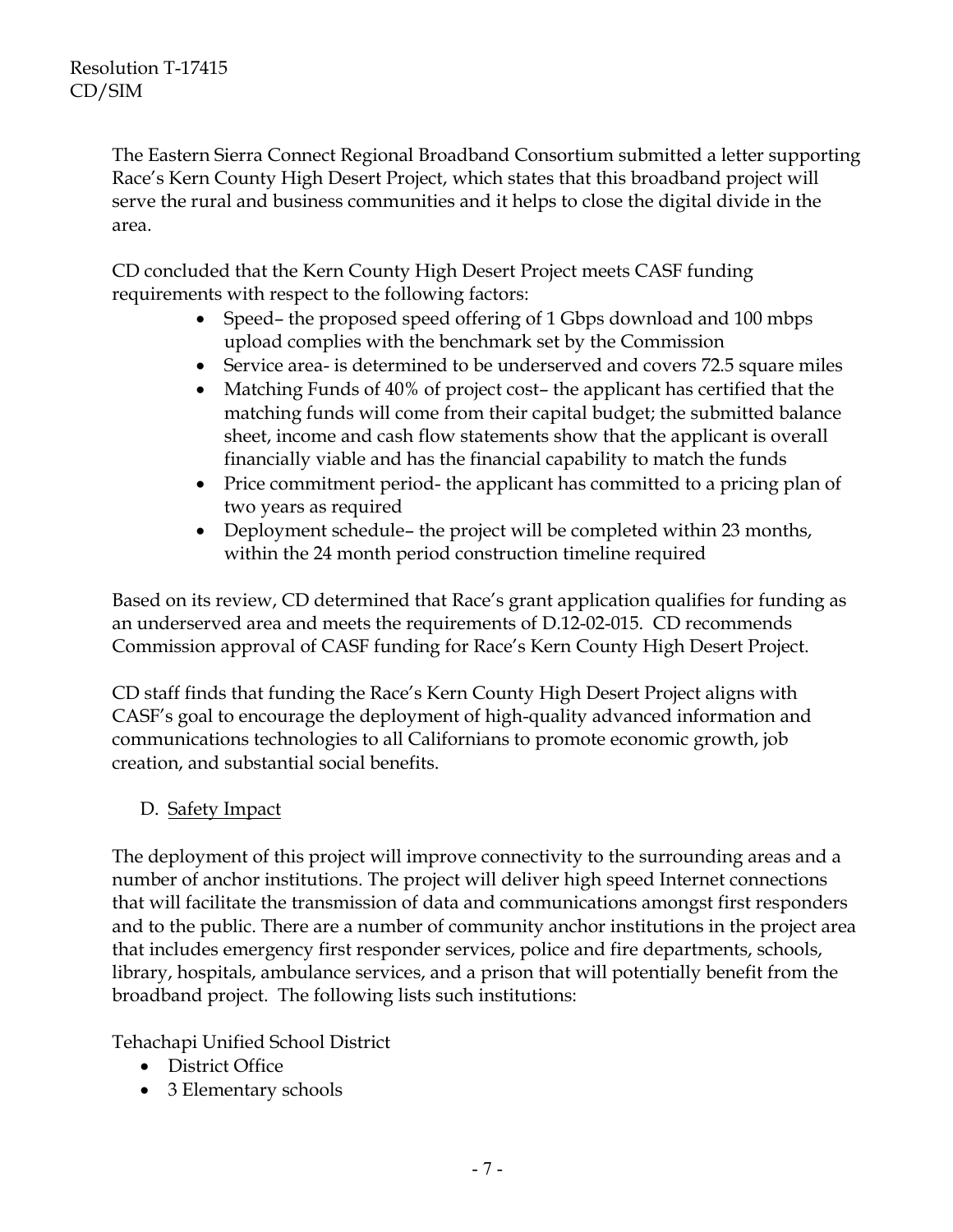The Eastern Sierra Connect Regional Broadband Consortium submitted a letter supporting Race's Kern County High Desert Project, which states that this broadband project will serve the rural and business communities and it helps to close the digital divide in the area.

CD concluded that the Kern County High Desert Project meets CASF funding requirements with respect to the following factors:

- Speed– the proposed speed offering of 1 Gbps download and 100 mbps upload complies with the benchmark set by the Commission
- Service area- is determined to be underserved and covers 72.5 square miles
- Matching Funds of 40% of project cost– the applicant has certified that the matching funds will come from their capital budget; the submitted balance sheet, income and cash flow statements show that the applicant is overall financially viable and has the financial capability to match the funds
- Price commitment period- the applicant has committed to a pricing plan of two years as required
- Deployment schedule– the project will be completed within 23 months, within the 24 month period construction timeline required

Based on its review, CD determined that Race's grant application qualifies for funding as an underserved area and meets the requirements of D.12-02-015. CD recommends Commission approval of CASF funding for Race's Kern County High Desert Project.

CD staff finds that funding the Race's Kern County High Desert Project aligns with CASF's goal to encourage the deployment of high-quality advanced information and communications technologies to all Californians to promote economic growth, job creation, and substantial social benefits.

D. Safety Impact

The deployment of this project will improve connectivity to the surrounding areas and a number of anchor institutions. The project will deliver high speed Internet connections that will facilitate the transmission of data and communications amongst first responders and to the public. There are a number of community anchor institutions in the project area that includes emergency first responder services, police and fire departments, schools, library, hospitals, ambulance services, and a prison that will potentially benefit from the broadband project. The following lists such institutions:

Tehachapi Unified School District

- District Office
- 3 Elementary schools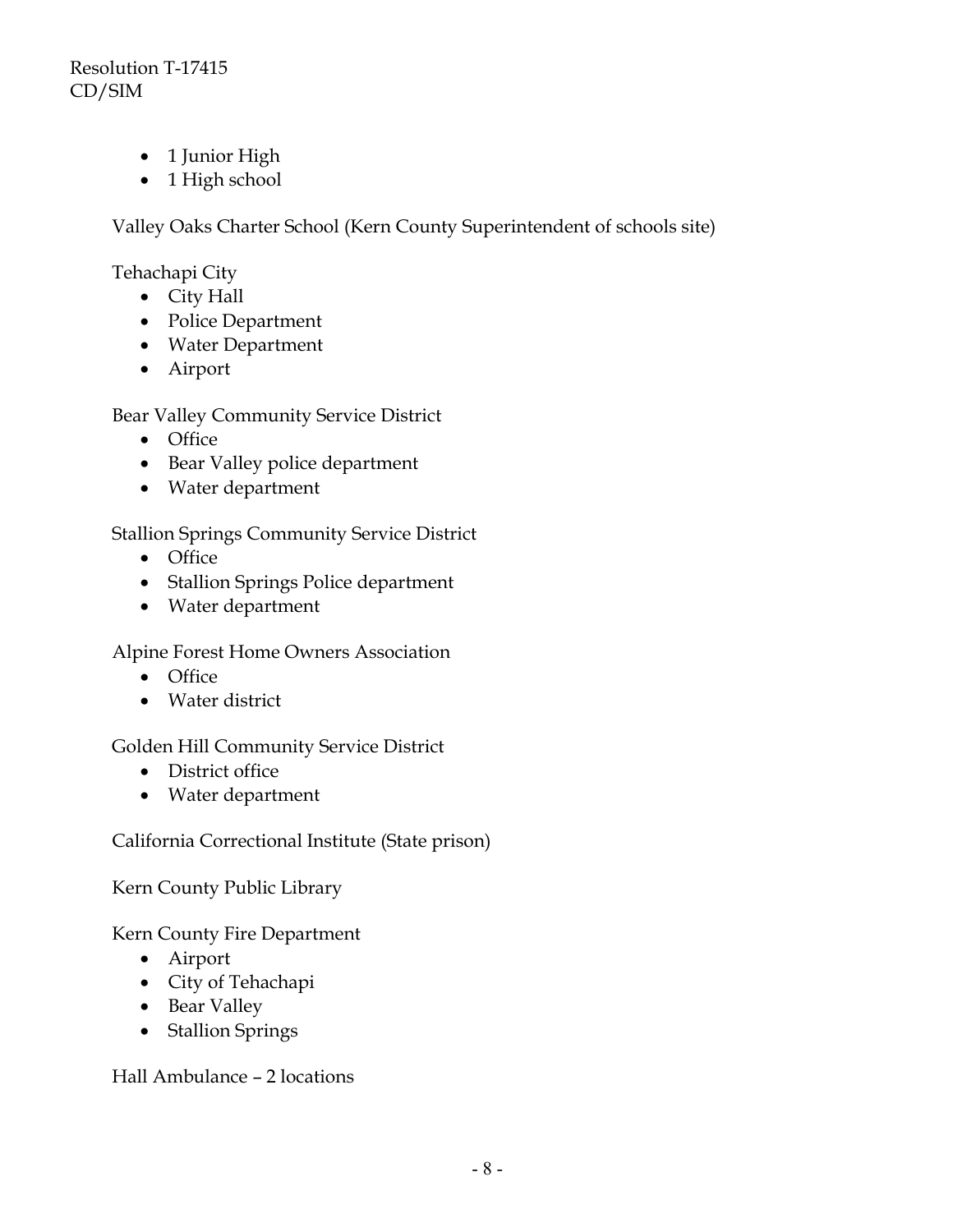- 1 Junior High
- 1 High school

Valley Oaks Charter School (Kern County Superintendent of schools site)

Tehachapi City

- City Hall
- Police Department
- Water Department
- Airport

Bear Valley Community Service District

- Office
- Bear Valley police department
- Water department

Stallion Springs Community Service District

- Office
- Stallion Springs Police department
- Water department

Alpine Forest Home Owners Association

- Office
- Water district

Golden Hill Community Service District

- District office
- Water department

California Correctional Institute (State prison)

Kern County Public Library

Kern County Fire Department

- Airport
- City of Tehachapi
- Bear Valley
- Stallion Springs

Hall Ambulance – 2 locations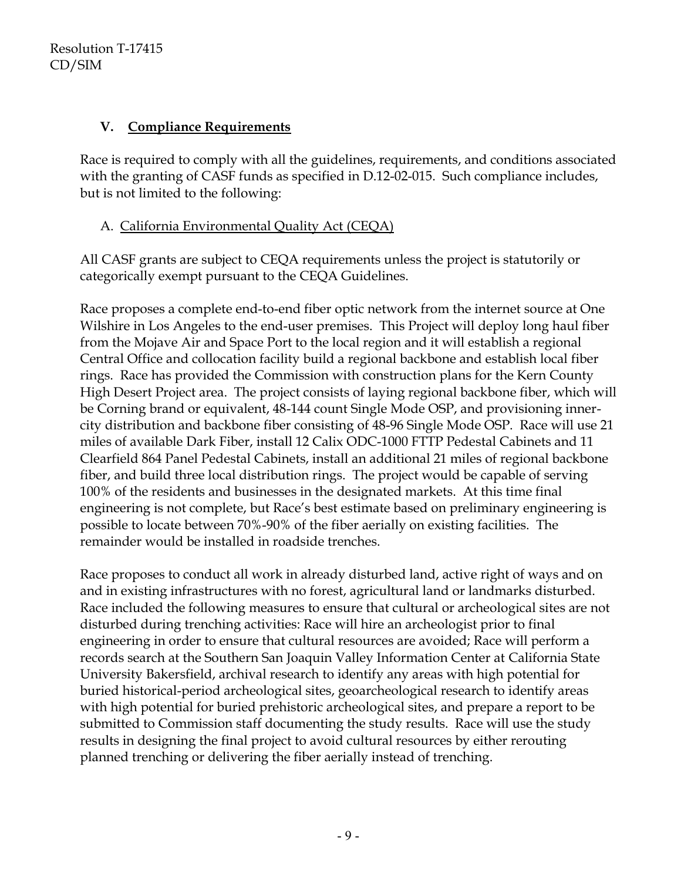## V. Compliance Requirements

Race is required to comply with all the guidelines, requirements, and conditions associated with the granting of CASF funds as specified in D.12-02-015. Such compliance includes, but is not limited to the following:

### A. California Environmental Quality Act (CEQA)

All CASF grants are subject to CEQA requirements unless the project is statutorily or categorically exempt pursuant to the CEQA Guidelines.

Race proposes a complete end-to-end fiber optic network from the internet source at One Wilshire in Los Angeles to the end-user premises. This Project will deploy long haul fiber from the Mojave Air and Space Port to the local region and it will establish a regional Central Office and collocation facility build a regional backbone and establish local fiber rings. Race has provided the Commission with construction plans for the Kern County High Desert Project area. The project consists of laying regional backbone fiber, which will be Corning brand or equivalent, 48-144 count Single Mode OSP, and provisioning inner-city distribution and backbone fiber consisting of 48-96 Single Mode OSP. Race will use 21 miles of available Dark Fiber, install 12 Calix ODC-1000 FTTP Pedestal Cabinets and 11 Clearfield 864 Panel Pedestal Cabinets, install an additional 21 miles of regional backbone fiber, and build three local distribution rings. The project would be capable of serving 100% of the residents and businesses in the designated markets. At this time final engineering is not complete, but Race's best estimate based on preliminary engineering is possible to locate between 70%-90% of the fiber aerially on existing facilities. The remainder would be installed in roadside trenches.

Race proposes to conduct all work in already disturbed land, active right of ways and on and in existing infrastructures with no forest, agricultural land or landmarks disturbed. Race included the following measures to ensure that cultural or archeological sites are not disturbed during trenching activities: Race will hire an archeologist prior to final engineering in order to ensure that cultural resources are avoided; Race will perform a records search at the Southern San Joaquin Valley Information Center at California State University Bakersfield, archival research to identify any areas with high potential for buried historical-period archeological sites, geoarcheological research to identify areas with high potential for buried prehistoric archeological sites, and prepare a report to be submitted to Commission staff documenting the study results. Race will use the study results in designing the final project to avoid cultural resources by either rerouting planned trenching or delivering the fiber aerially instead of trenching.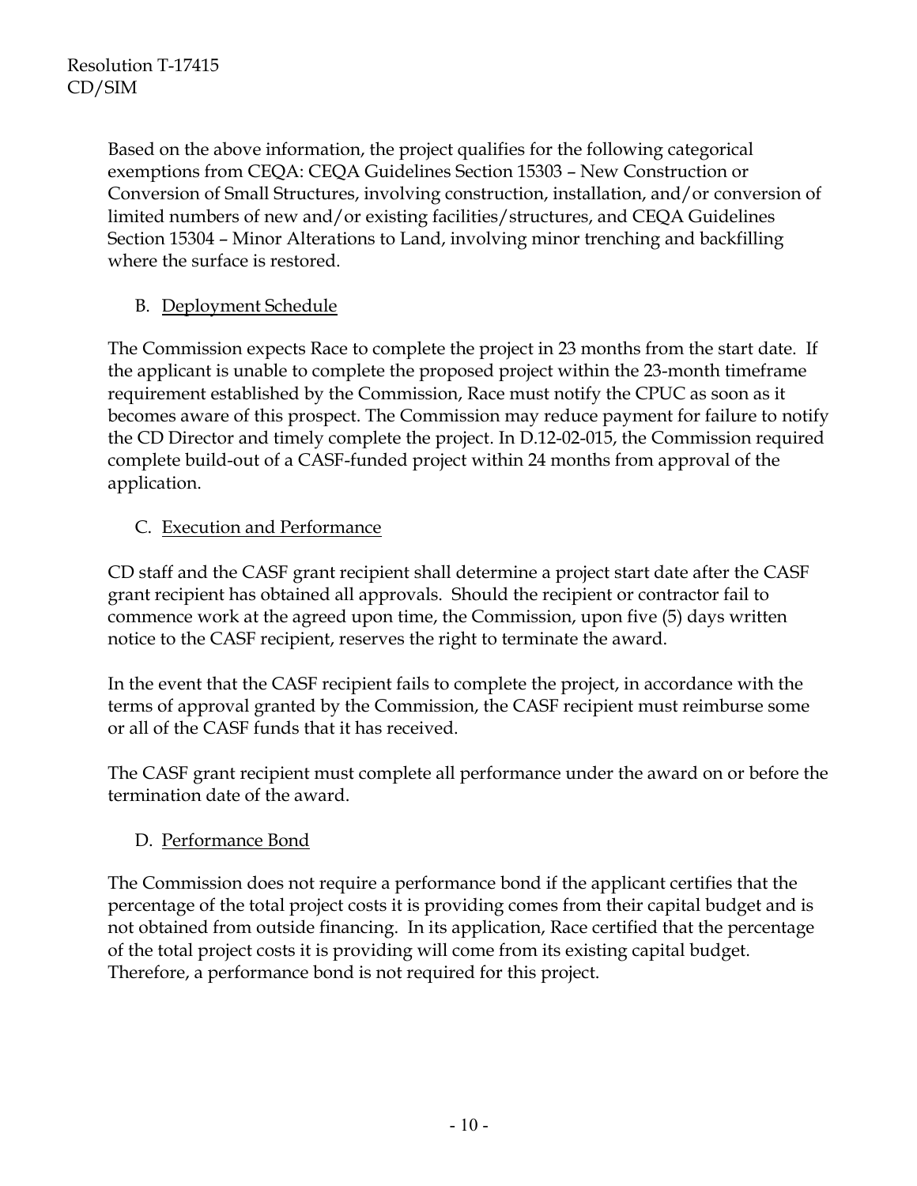Based on the above information, the project qualifies for the following categorical exemptions from CEQA: CEQA Guidelines Section 15303 – New Construction or Conversion of Small Structures, involving construction, installation, and/or conversion of limited numbers of new and/or existing facilities/structures, and CEQA Guidelines Section 15304 – Minor Alterations to Land, involving minor trenching and backfilling where the surface is restored.

### B. Deployment Schedule

The Commission expects Race to complete the project in 23 months from the start date. If the applicant is unable to complete the proposed project within the 23-month timeframe requirement established by the Commission, Race must notify the CPUC as soon as it becomes aware of this prospect. The Commission may reduce payment for failure to notify the CD Director and timely complete the project. In D.12-02-015, the Commission required complete build-out of a CASF-funded project within 24 months from approval of the application.

### C. Execution and Performance

CD staff and the CASF grant recipient shall determine a project start date after the CASF grant recipient has obtained all approvals. Should the recipient or contractor fail to commence work at the agreed upon time, the Commission, upon five (5) days written notice to the CASF recipient, reserves the right to terminate the award.

In the event that the CASF recipient fails to complete the project, in accordance with the terms of approval granted by the Commission, the CASF recipient must reimburse some or all of the CASF funds that it has received.

The CASF grant recipient must complete all performance under the award on or before the termination date of the award.

### D. Performance Bond

The Commission does not require a performance bond if the applicant certifies that the percentage of the total project costs it is providing comes from their capital budget and is not obtained from outside financing. In its application, Race certified that the percentage of the total project costs it is providing will come from its existing capital budget. Therefore, a performance bond is not required for this project.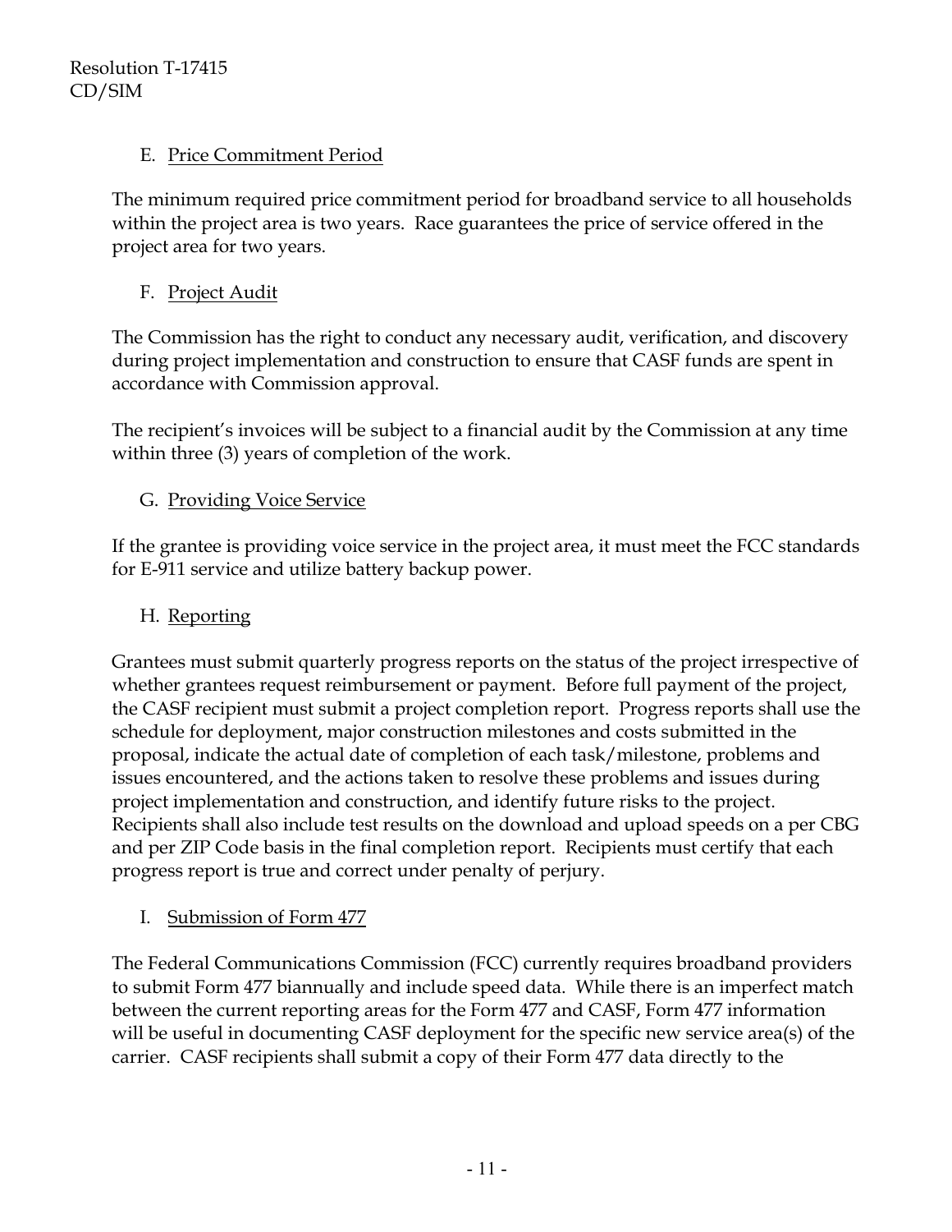## E. Price Commitment Period

The minimum required price commitment period for broadband service to all households within the project area is two years. Race guarantees the price of service offered in the project area for two years.

## F. Project Audit

The Commission has the right to conduct any necessary audit, verification, and discovery during project implementation and construction to ensure that CASF funds are spent in accordance with Commission approval.

The recipient's invoices will be subject to a financial audit by the Commission at any time within three (3) years of completion of the work.

## G. Providing Voice Service

If the grantee is providing voice service in the project area, it must meet the FCC standards for E-911 service and utilize battery backup power.

## H. Reporting

Grantees must submit quarterly progress reports on the status of the project irrespective of whether grantees request reimbursement or payment. Before full payment of the project, the CASF recipient must submit a project completion report. Progress reports shall use the schedule for deployment, major construction milestones and costs submitted in the proposal, indicate the actual date of completion of each task/milestone, problems and issues encountered, and the actions taken to resolve these problems and issues during project implementation and construction, and identify future risks to the project. Recipients shall also include test results on the download and upload speeds on a per CBG and per ZIP Code basis in the final completion report. Recipients must certify that each progress report is true and correct under penalty of perjury.

## I. Submission of Form 477

The Federal Communications Commission (FCC) currently requires broadband providers to submit Form 477 biannually and include speed data. While there is an imperfect match between the current reporting areas for the Form 477 and CASF, Form 477 information will be useful in documenting CASF deployment for the specific new service area(s) of the carrier. CASF recipients shall submit a copy of their Form 477 data directly to the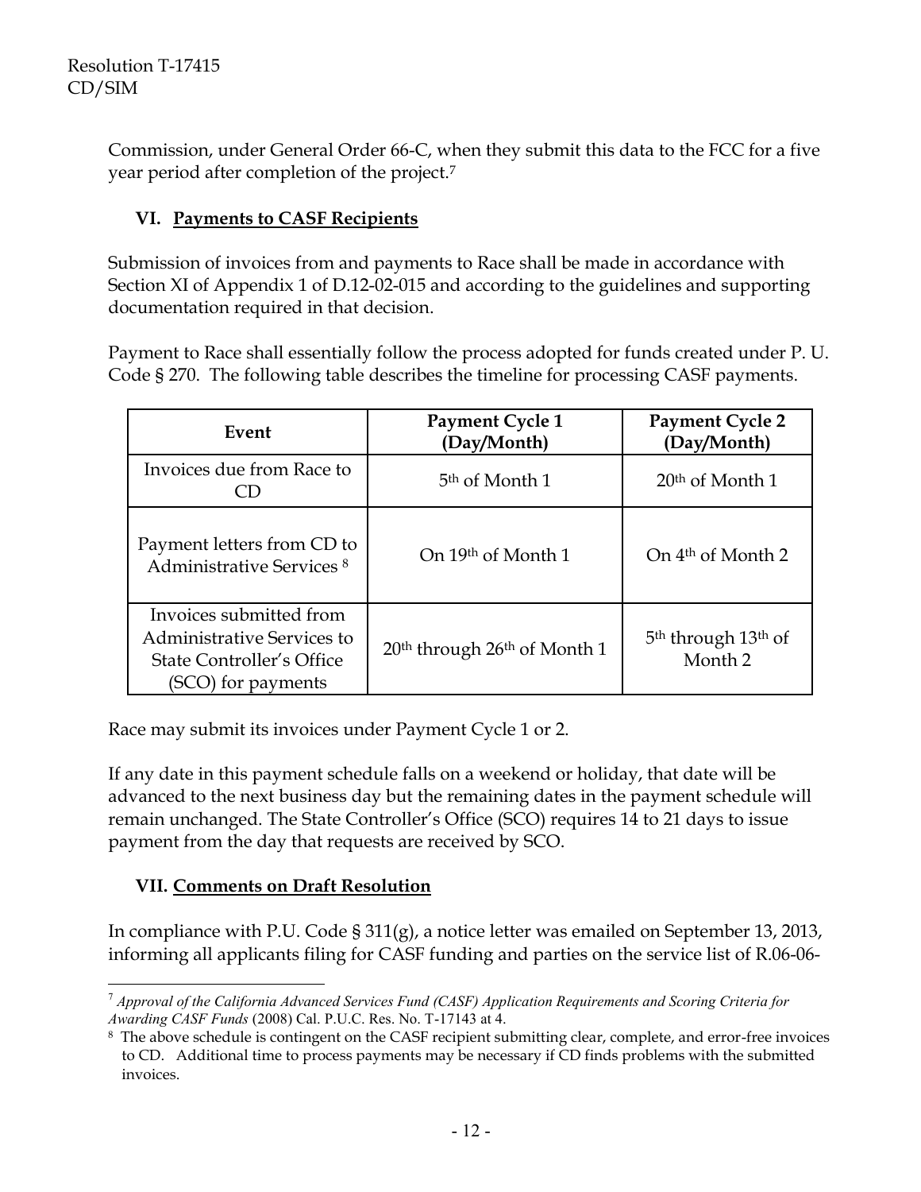Commission, under General Order 66-C, when they submit this data to the FCC for a five year period after completion of the project.[7]

## VI. Payments to CASF Recipients

Submission of invoices from and payments to Race shall be made in accordance with Section XI of Appendix 1 of D.12-02-015 and according to the guidelines and supporting documentation required in that decision.

Payment to Race shall essentially follow the process adopted for funds created under P. U. Code § 270. The following table describes the timeline for processing CASF payments.

| Event | Payment Cycle 1 (Day/Month) | Payment Cycle 2 (Day/Month) |
|---|---|---|
| Invoices due from Race to CD | 5th of Month 1 | 20th of Month 1 |
| Payment letters from CD to Administrative Services [8] | On 19th of Month 1 | On 4th of Month 2 |
| Invoices submitted from Administrative Services to State Controller's Office (SCO) for payments | 20th through 26th of Month 1 | 5th through 13th of Month 2 |

Race may submit its invoices under Payment Cycle 1 or 2.

If any date in this payment schedule falls on a weekend or holiday, that date will be advanced to the next business day but the remaining dates in the payment schedule will remain unchanged. The State Controller's Office (SCO) requires 14 to 21 days to issue payment from the day that requests are received by SCO.

## VII. Comments on Draft Resolution

In compliance with P.U. Code § 311(g), a notice letter was emailed on September 13, 2013, informing all applicants filing for CASF funding and parties on the service list of R.06-06-

---

[7] *Approval of the California Advanced Services Fund (CASF) Application Requirements and Scoring Criteria for Awarding CASF Funds* (2008) Cal. P.U.C. Res. No. T-17143 at 4.

[8] The above schedule is contingent on the CASF recipient submitting clear, complete, and error-free invoices to CD. Additional time to process payments may be necessary if CD finds problems with the submitted invoices.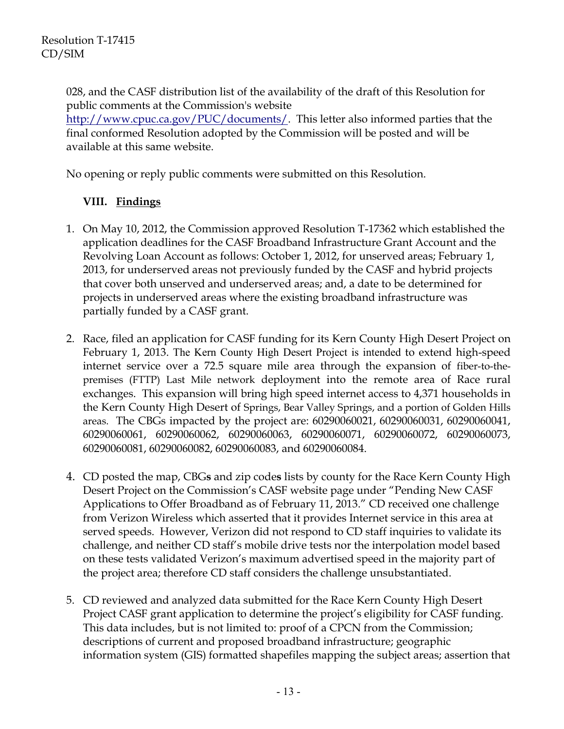028, and the CASF distribution list of the availability of the draft of this Resolution for public comments at the Commission's website http://www.cpuc.ca.gov/PUC/documents/. This letter also informed parties that the final conformed Resolution adopted by the Commission will be posted and will be available at this same website.

No opening or reply public comments were submitted on this Resolution.

## VIII. Findings

1. On May 10, 2012, the Commission approved Resolution T-17362 which established the application deadlines for the CASF Broadband Infrastructure Grant Account and the Revolving Loan Account as follows: October 1, 2012, for unserved areas; February 1, 2013, for underserved areas not previously funded by the CASF and hybrid projects that cover both unserved and underserved areas; and, a date to be determined for projects in underserved areas where the existing broadband infrastructure was partially funded by a CASF grant.

2. Race, filed an application for CASF funding for its Kern County High Desert Project on February 1, 2013. The Kern County High Desert Project is intended to extend high-speed internet service over a 72.5 square mile area through the expansion of fiber-to-the-premises (FTTP) Last Mile network deployment into the remote area of Race rural exchanges. This expansion will bring high speed internet access to 4,371 households in the Kern County High Desert of Springs, Bear Valley Springs, and a portion of Golden Hills areas. The CBGs impacted by the project are: 60290060021, 60290060031, 60290060041, 60290060061, 60290060062, 60290060063, 60290060071, 60290060072, 60290060073, 60290060081, 60290060082, 60290060083, and 60290060084.

4. CD posted the map, CBG**s** and zip code**s** lists by county for the Race Kern County High Desert Project on the Commission's CASF website page under "Pending New CASF Applications to Offer Broadband as of February 11, 2013." CD received one challenge from Verizon Wireless which asserted that it provides Internet service in this area at served speeds. However, Verizon did not respond to CD staff inquiries to validate its challenge, and neither CD staff's mobile drive tests nor the interpolation model based on these tests validated Verizon's maximum advertised speed in the majority part of the project area; therefore CD staff considers the challenge unsubstantiated.

5. CD reviewed and analyzed data submitted for the Race Kern County High Desert Project CASF grant application to determine the project's eligibility for CASF funding. This data includes, but is not limited to: proof of a CPCN from the Commission; descriptions of current and proposed broadband infrastructure; geographic information system (GIS) formatted shapefiles mapping the subject areas; assertion that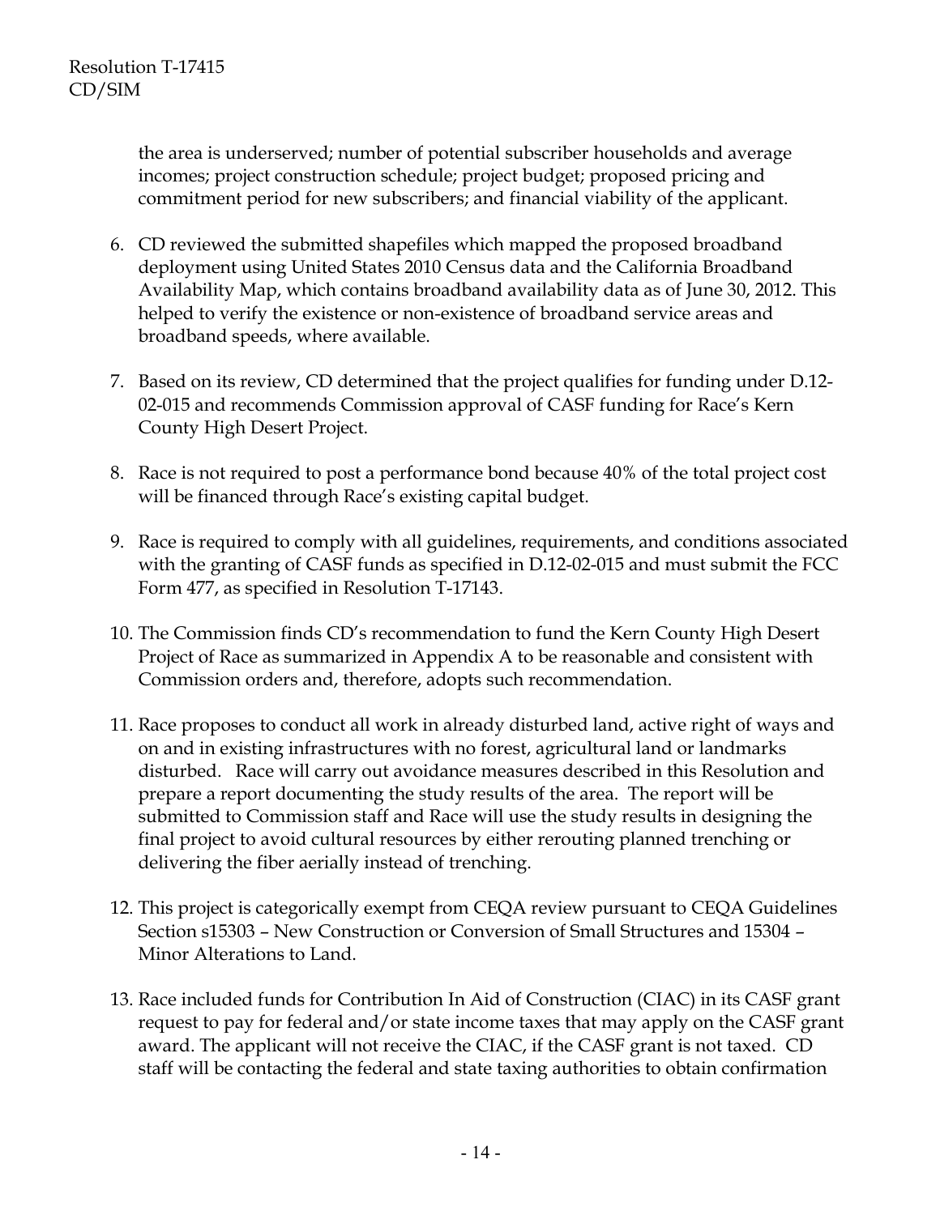the area is underserved; number of potential subscriber households and average incomes; project construction schedule; project budget; proposed pricing and commitment period for new subscribers; and financial viability of the applicant.

6. CD reviewed the submitted shapefiles which mapped the proposed broadband deployment using United States 2010 Census data and the California Broadband Availability Map, which contains broadband availability data as of June 30, 2012. This helped to verify the existence or non-existence of broadband service areas and broadband speeds, where available.

7. Based on its review, CD determined that the project qualifies for funding under D.12-02-015 and recommends Commission approval of CASF funding for Race's Kern County High Desert Project.

8. Race is not required to post a performance bond because 40% of the total project cost will be financed through Race's existing capital budget.

9. Race is required to comply with all guidelines, requirements, and conditions associated with the granting of CASF funds as specified in D.12-02-015 and must submit the FCC Form 477, as specified in Resolution T-17143.

10. The Commission finds CD's recommendation to fund the Kern County High Desert Project of Race as summarized in Appendix A to be reasonable and consistent with Commission orders and, therefore, adopts such recommendation.

11. Race proposes to conduct all work in already disturbed land, active right of ways and on and in existing infrastructures with no forest, agricultural land or landmarks disturbed. Race will carry out avoidance measures described in this Resolution and prepare a report documenting the study results of the area. The report will be submitted to Commission staff and Race will use the study results in designing the final project to avoid cultural resources by either rerouting planned trenching or delivering the fiber aerially instead of trenching.

12. This project is categorically exempt from CEQA review pursuant to CEQA Guidelines Section s15303 – New Construction or Conversion of Small Structures and 15304 – Minor Alterations to Land.

13. Race included funds for Contribution In Aid of Construction (CIAC) in its CASF grant request to pay for federal and/or state income taxes that may apply on the CASF grant award. The applicant will not receive the CIAC, if the CASF grant is not taxed. CD staff will be contacting the federal and state taxing authorities to obtain confirmation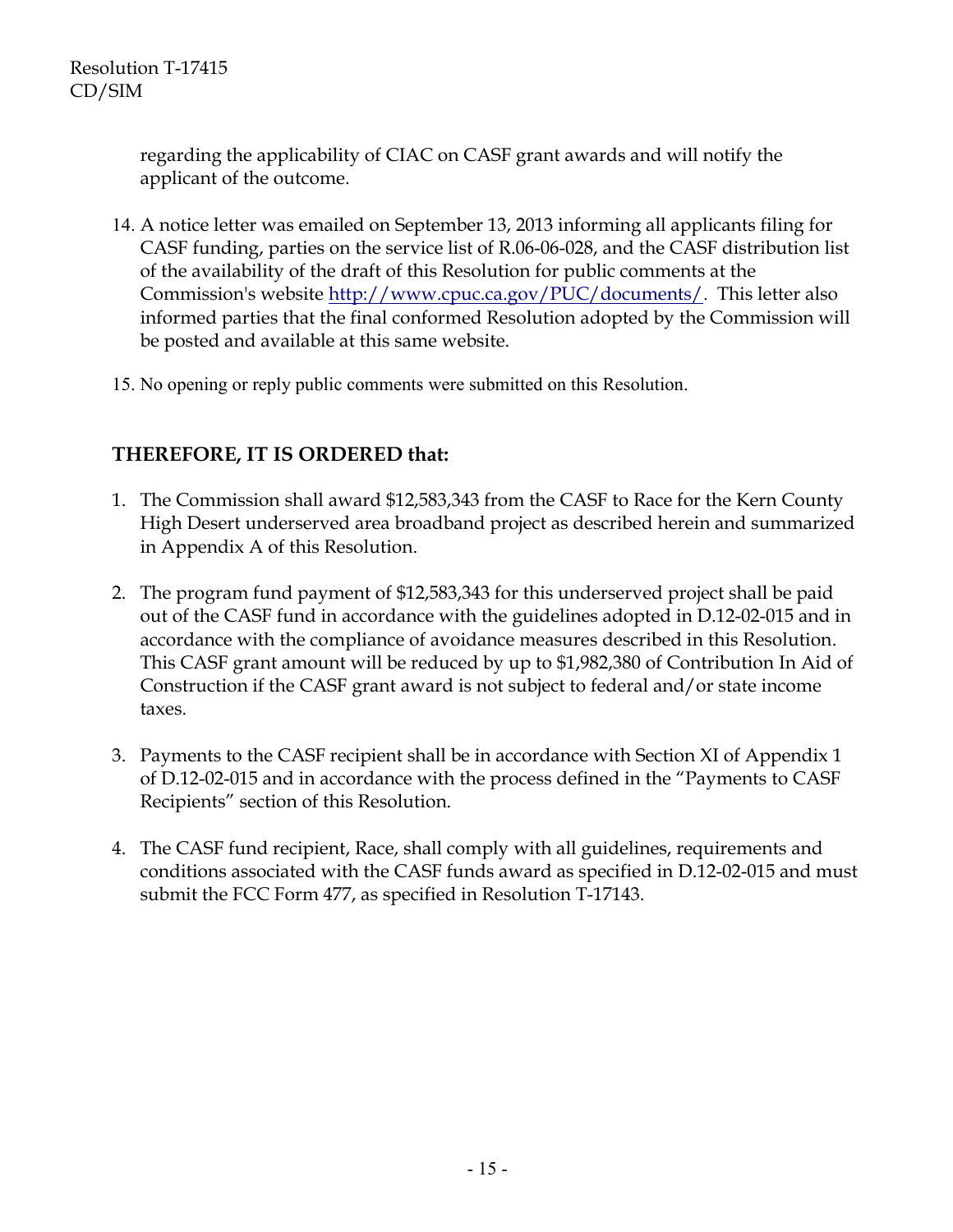regarding the applicability of CIAC on CASF grant awards and will notify the applicant of the outcome.

14. A notice letter was emailed on September 13, 2013 informing all applicants filing for CASF funding, parties on the service list of R.06-06-028, and the CASF distribution list of the availability of the draft of this Resolution for public comments at the Commission's website http://www.cpuc.ca.gov/PUC/documents/. This letter also informed parties that the final conformed Resolution adopted by the Commission will be posted and available at this same website.

15. No opening or reply public comments were submitted on this Resolution.

## THEREFORE, IT IS ORDERED that:

1. The Commission shall award $12,583,343 from the CASF to Race for the Kern County High Desert underserved area broadband project as described herein and summarized in Appendix A of this Resolution.

2. The program fund payment of $12,583,343 for this underserved project shall be paid out of the CASF fund in accordance with the guidelines adopted in D.12-02-015 and in accordance with the compliance of avoidance measures described in this Resolution. This CASF grant amount will be reduced by up to $1,982,380 of Contribution In Aid of Construction if the CASF grant award is not subject to federal and/or state income taxes.

3. Payments to the CASF recipient shall be in accordance with Section XI of Appendix 1 of D.12-02-015 and in accordance with the process defined in the "Payments to CASF Recipients" section of this Resolution.

4. The CASF fund recipient, Race, shall comply with all guidelines, requirements and conditions associated with the CASF funds award as specified in D.12-02-015 and must submit the FCC Form 477, as specified in Resolution T-17143.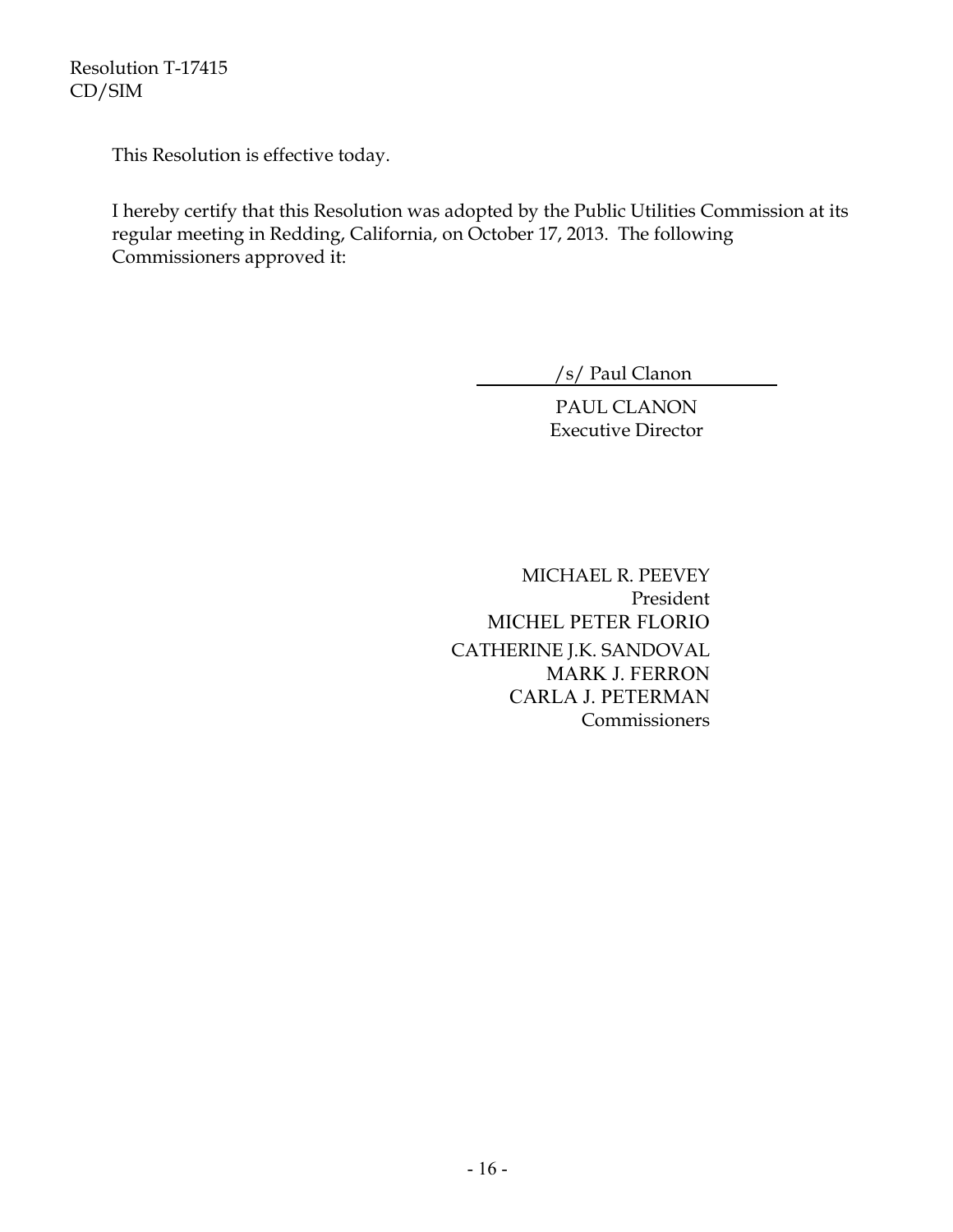This Resolution is effective today.

I hereby certify that this Resolution was adopted by the Public Utilities Commission at its regular meeting in Redding, California, on October 17, 2013. The following Commissioners approved it:

/s/ Paul Clanon

PAUL CLANON
Executive Director

MICHAEL R. PEEVEY
President
MICHEL PETER FLORIO
CATHERINE J.K. SANDOVAL
MARK J. FERRON
CARLA J. PETERMAN
Commissioners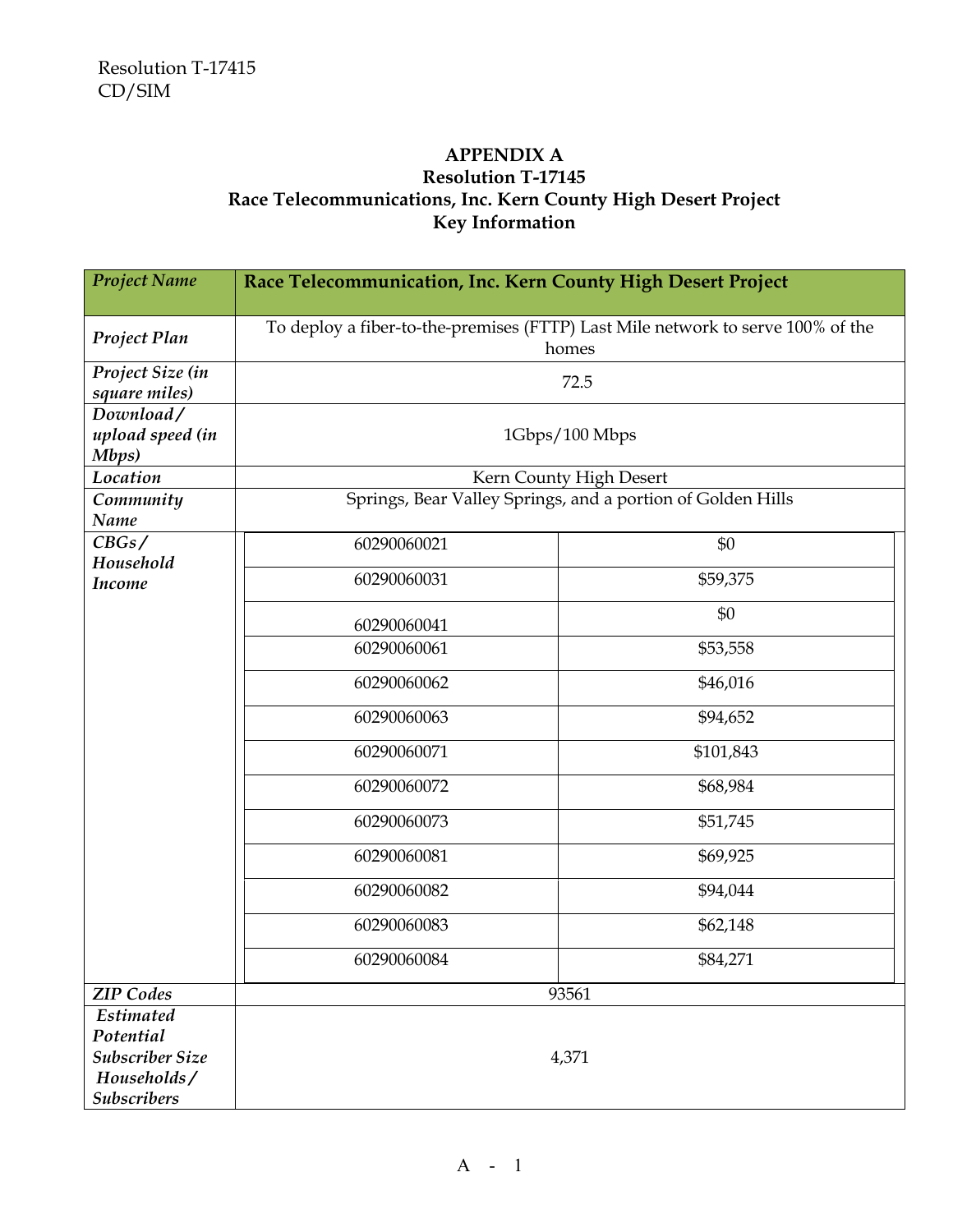Resolution T-17415
CD/SIM

**APPENDIX A**
**Resolution T-17145**
**Race Telecommunications, Inc. Kern County High Desert Project**
**Key Information**

| *Project Name* | **Race Telecommunication, Inc. Kern County High Desert Project** | |
|---|---|---|
| *Project Plan* | To deploy a fiber-to-the-premises (FTTP) Last Mile network to serve 100% of the homes | |
| *Project Size (in square miles)* | 72.5 | |
| *Download/ upload speed (in Mbps)* | 1Gbps/100 Mbps | |
| *Location* | Kern County High Desert | |
| *Community Name* | Springs, Bear Valley Springs, and a portion of Golden Hills | |
| *CBGs/ Household Income* | 60290060021 | $0 |
| | 60290060031 | $59,375 |
| | 60290060041 | $0 |
| | 60290060061 | $53,558 |
| | 60290060062 | $46,016 |
| | 60290060063 | $94,652 |
| | 60290060071 | $101,843 |
| | 60290060072 | $68,984 |
| | 60290060073 | $51,745 |
| | 60290060081 | $69,925 |
| | 60290060082 | $94,044 |
| | 60290060083 | $62,148 |
| | 60290060084 | $84,271 |
| *ZIP Codes* | 93561 | |
| *Estimated Potential Subscriber Size Households/ Subscribers* | 4,371 | |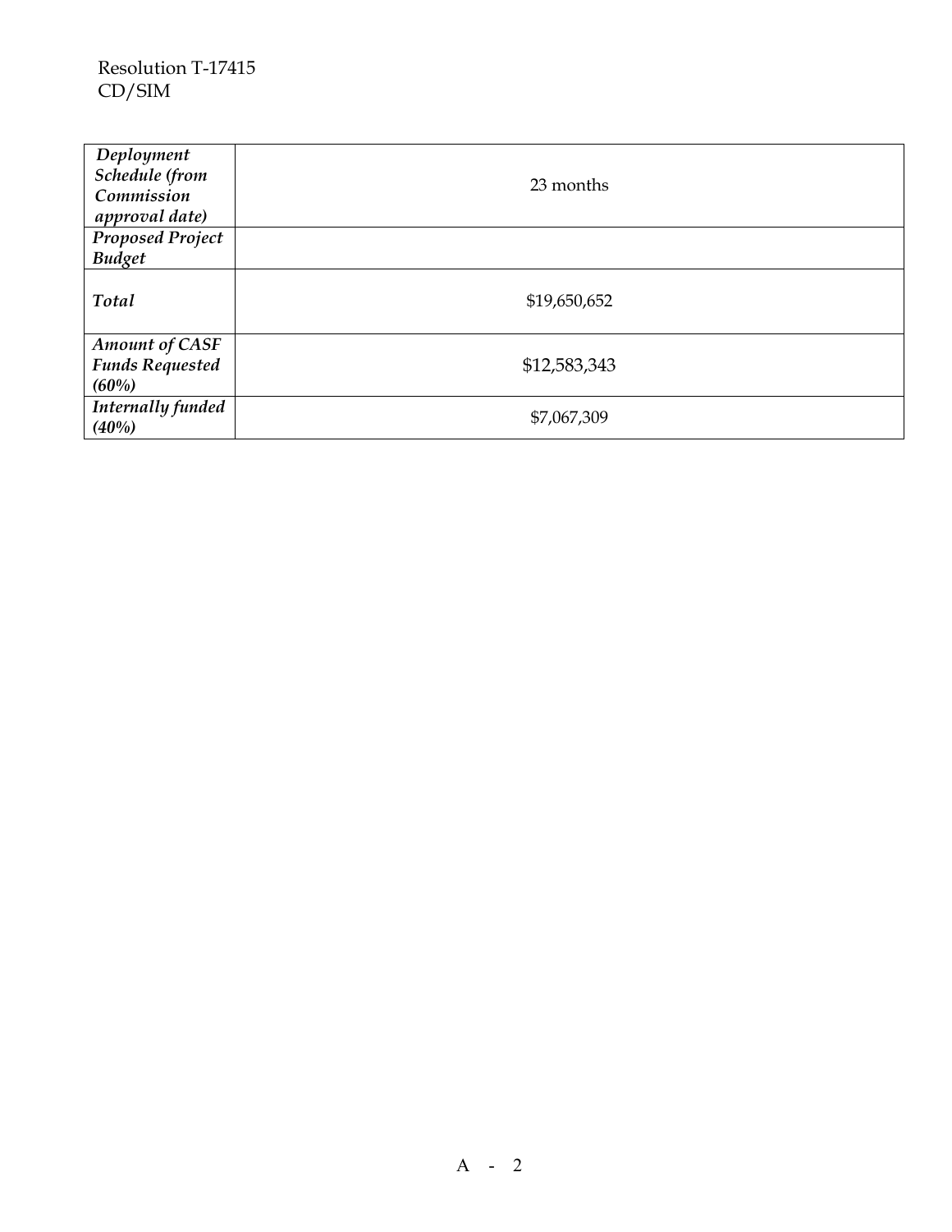| *Deployment Schedule (from Commission approval date)* | 23 months |
| --- | --- |
| ***Proposed Project Budget*** | |
| ***Total*** | $19,650,652 |
| ***Amount of CASF Funds Requested (60%)*** | $12,583,343 |
| ***Internally funded (40%)*** | $7,067,309 |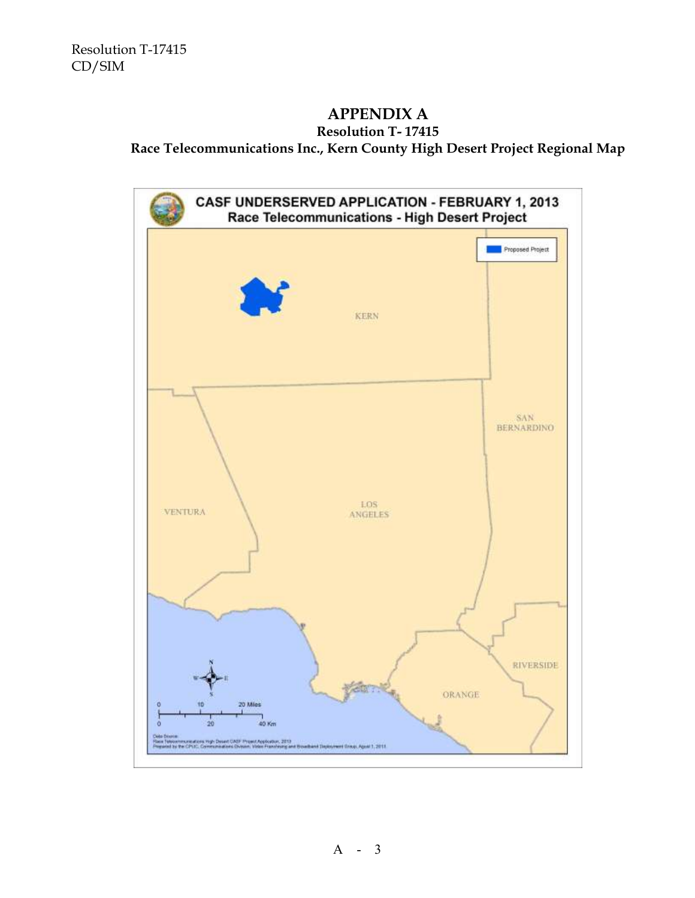## APPENDIX A

### Resolution T- 17415

### Race Telecommunications Inc., Kern County High Desert Project Regional Map

**CASF UNDERSERVED APPLICATION - FEBRUARY 1, 2013**
**Race Telecommunications - High Desert Project**

Proposed Project

KERN

SAN BERNARDINO

VENTURA

LOS ANGELES

RIVERSIDE

ORANGE

0 10 20 Miles

0 20 40 Km

Data Source:
Race Telecommunications High Desert CASF Project Application, 2013
Prepared by the CPUC, Communications Division, Video Franchising and Broadband Deployment Group, April 1, 2013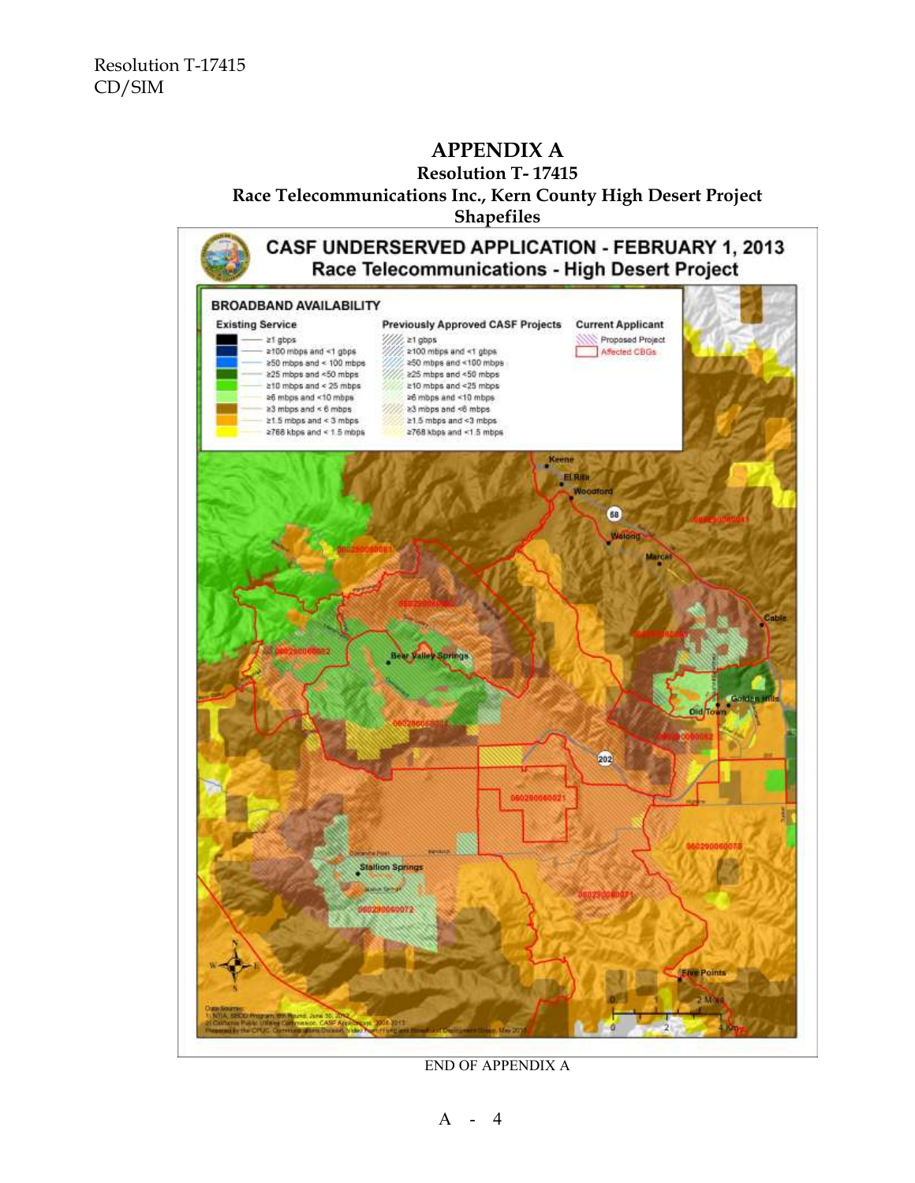# APPENDIX A

## Resolution T- 17415

## Race Telecommunications Inc., Kern County High Desert Project

## Shapefiles

END OF APPENDIX A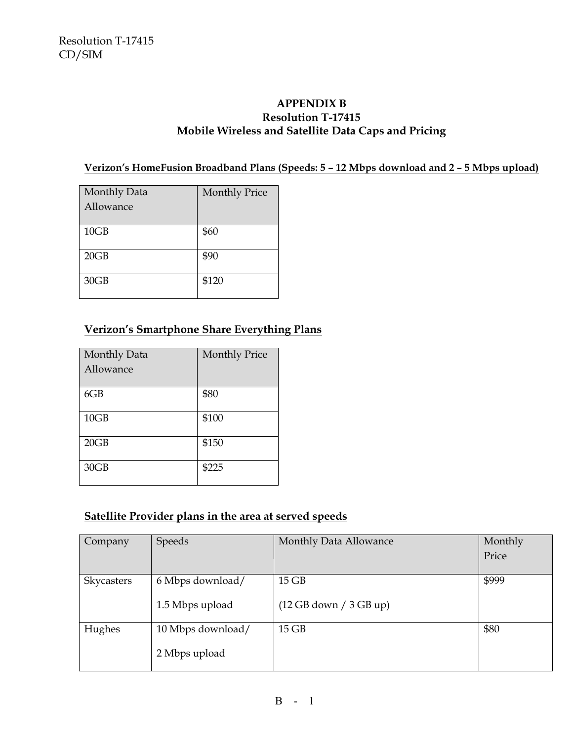## APPENDIX B
## Resolution T-17415
## Mobile Wireless and Satellite Data Caps and Pricing

**Verizon's HomeFusion Broadband Plans (Speeds: 5 – 12 Mbps download and 2 – 5 Mbps upload)**

| Monthly Data Allowance | Monthly Price |
|---|---|
| 10GB | $60 |
| 20GB | $90 |
| 30GB | $120 |

**Verizon's Smartphone Share Everything Plans**

| Monthly Data Allowance | Monthly Price |
|---|---|
| 6GB | $80 |
| 10GB | $100 |
| 20GB | $150 |
| 30GB | $225 |

**Satellite Provider plans in the area at served speeds**

| Company | Speeds | Monthly Data Allowance | Monthly Price |
|---|---|---|---|
| Skycasters | 6 Mbps download/ 1.5 Mbps upload | 15 GB (12 GB down / 3 GB up) | $999 |
| Hughes | 10 Mbps download/ 2 Mbps upload | 15 GB | $80 |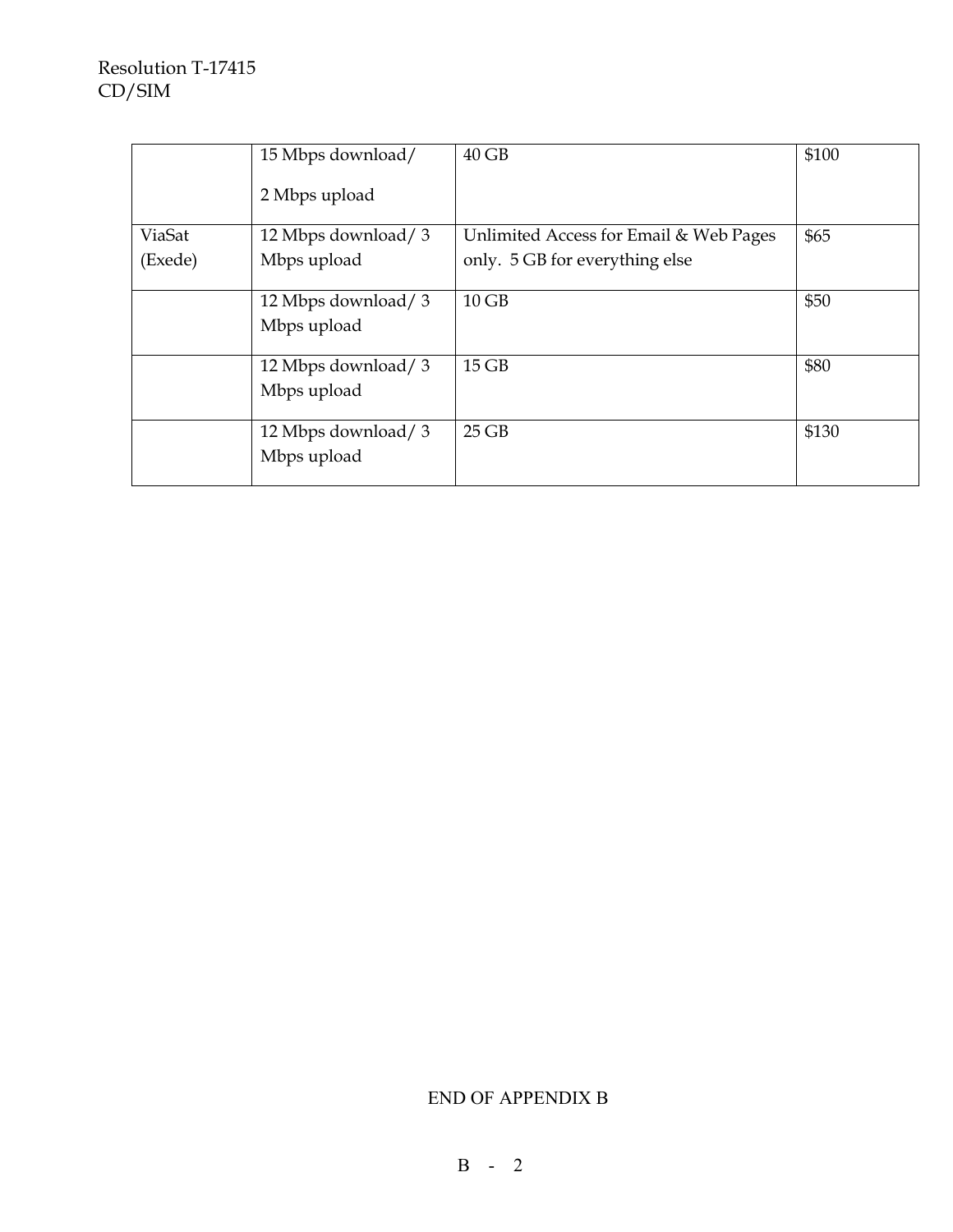| | | | |
|---|---|---|---|
| | 15 Mbps download/ 2 Mbps upload | 40 GB | $100 |
| ViaSat (Exede) | 12 Mbps download/ 3 Mbps upload | Unlimited Access for Email & Web Pages only. 5 GB for everything else | $65 |
| | 12 Mbps download/ 3 Mbps upload | 10 GB | $50 |
| | 12 Mbps download/ 3 Mbps upload | 15 GB | $80 |
| | 12 Mbps download/ 3 Mbps upload | 25 GB | $130 |

END OF APPENDIX B